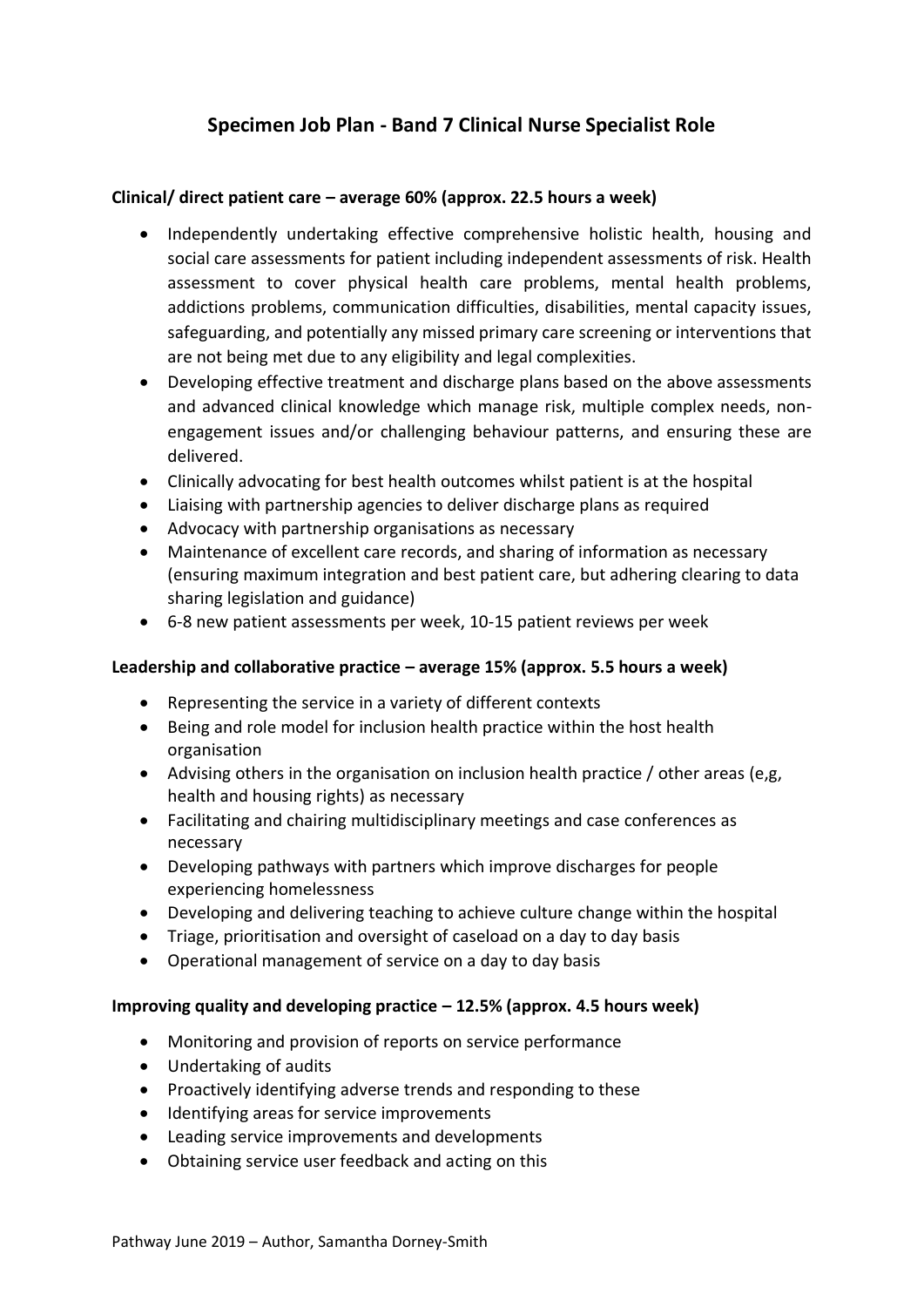# Specimen Job Plan - Band 7 Clinical Nurse Specialist Role

**Clinical/ direct patient care – average 60% (approx. 22.5 hours a week)**

- Independently undertaking effective comprehensive holistic health, housing and social care assessments for patient including independent assessments of risk. Health assessment to cover physical health care problems, mental health problems, addictions problems, communication difficulties, disabilities, mental capacity issues, safeguarding, and potentially any missed primary care screening or interventions that are not being met due to any eligibility and legal complexities.
- Developing effective treatment and discharge plans based on the above assessments and advanced clinical knowledge which manage risk, multiple complex needs, non-engagement issues and/or challenging behaviour patterns, and ensuring these are delivered.
- Clinically advocating for best health outcomes whilst patient is at the hospital
- Liaising with partnership agencies to deliver discharge plans as required
- Advocacy with partnership organisations as necessary
- Maintenance of excellent care records, and sharing of information as necessary (ensuring maximum integration and best patient care, but adhering clearing to data sharing legislation and guidance)
- 6-8 new patient assessments per week, 10-15 patient reviews per week

**Leadership and collaborative practice – average 15% (approx. 5.5 hours a week)**

- Representing the service in a variety of different contexts
- Being and role model for inclusion health practice within the host health organisation
- Advising others in the organisation on inclusion health practice / other areas (e,g, health and housing rights) as necessary
- Facilitating and chairing multidisciplinary meetings and case conferences as necessary
- Developing pathways with partners which improve discharges for people experiencing homelessness
- Developing and delivering teaching to achieve culture change within the hospital
- Triage, prioritisation and oversight of caseload on a day to day basis
- Operational management of service on a day to day basis

**Improving quality and developing practice – 12.5% (approx. 4.5 hours week)**

- Monitoring and provision of reports on service performance
- Undertaking of audits
- Proactively identifying adverse trends and responding to these
- Identifying areas for service improvements
- Leading service improvements and developments
- Obtaining service user feedback and acting on this

Pathway June 2019 – Author, Samantha Dorney-Smith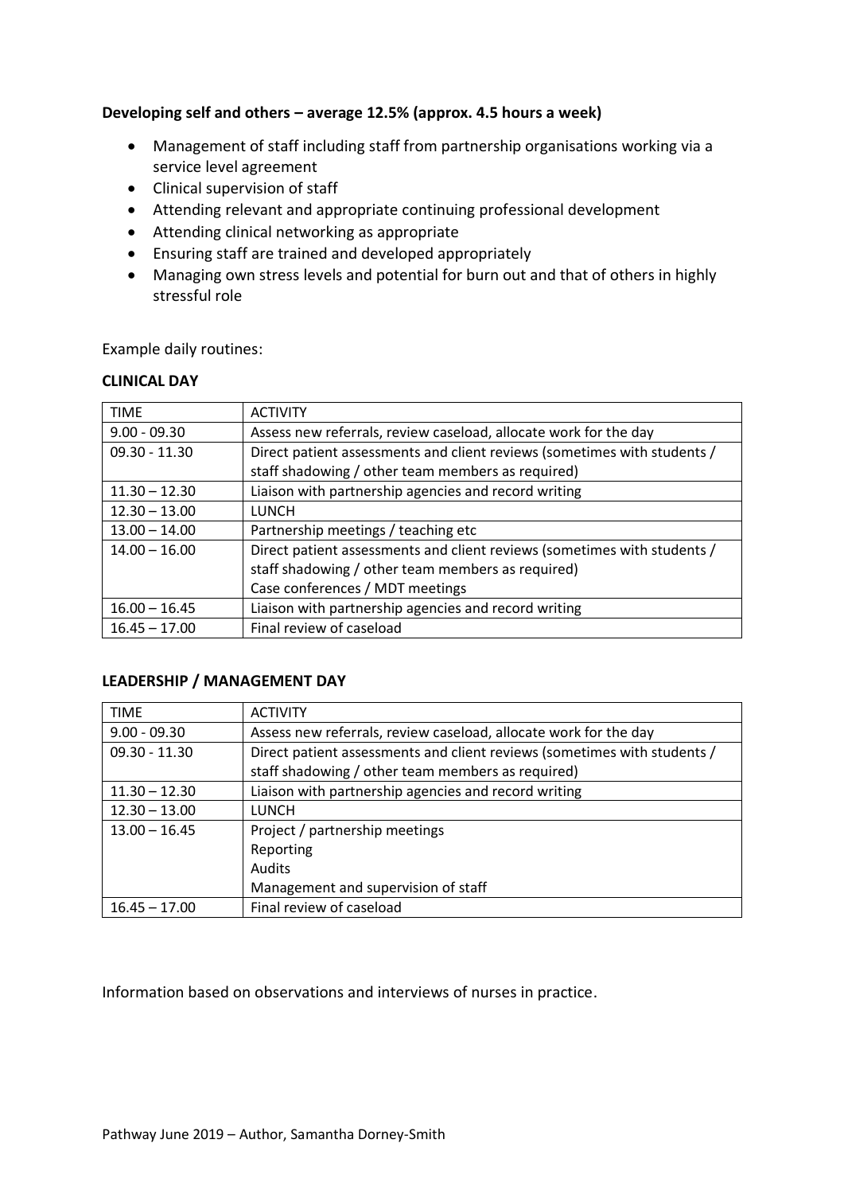**Developing self and others – average 12.5% (approx. 4.5 hours a week)**

- Management of staff including staff from partnership organisations working via a service level agreement
- Clinical supervision of staff
- Attending relevant and appropriate continuing professional development
- Attending clinical networking as appropriate
- Ensuring staff are trained and developed appropriately
- Managing own stress levels and potential for burn out and that of others in highly stressful role

Example daily routines:

**CLINICAL DAY**

| TIME | ACTIVITY |
|---|---|
| 9.00 - 09.30 | Assess new referrals, review caseload, allocate work for the day |
| 09.30 - 11.30 | Direct patient assessments and client reviews (sometimes with students / staff shadowing / other team members as required) |
| 11.30 – 12.30 | Liaison with partnership agencies and record writing |
| 12.30 – 13.00 | LUNCH |
| 13.00 – 14.00 | Partnership meetings / teaching etc |
| 14.00 – 16.00 | Direct patient assessments and client reviews (sometimes with students / staff shadowing / other team members as required)<br>Case conferences / MDT meetings |
| 16.00 – 16.45 | Liaison with partnership agencies and record writing |
| 16.45 – 17.00 | Final review of caseload |

**LEADERSHIP / MANAGEMENT DAY**

| TIME | ACTIVITY |
|---|---|
| 9.00 - 09.30 | Assess new referrals, review caseload, allocate work for the day |
| 09.30 - 11.30 | Direct patient assessments and client reviews (sometimes with students / staff shadowing / other team members as required) |
| 11.30 – 12.30 | Liaison with partnership agencies and record writing |
| 12.30 – 13.00 | LUNCH |
| 13.00 – 16.45 | Project / partnership meetings<br>Reporting<br>Audits<br>Management and supervision of staff |
| 16.45 – 17.00 | Final review of caseload |

Information based on observations and interviews of nurses in practice.